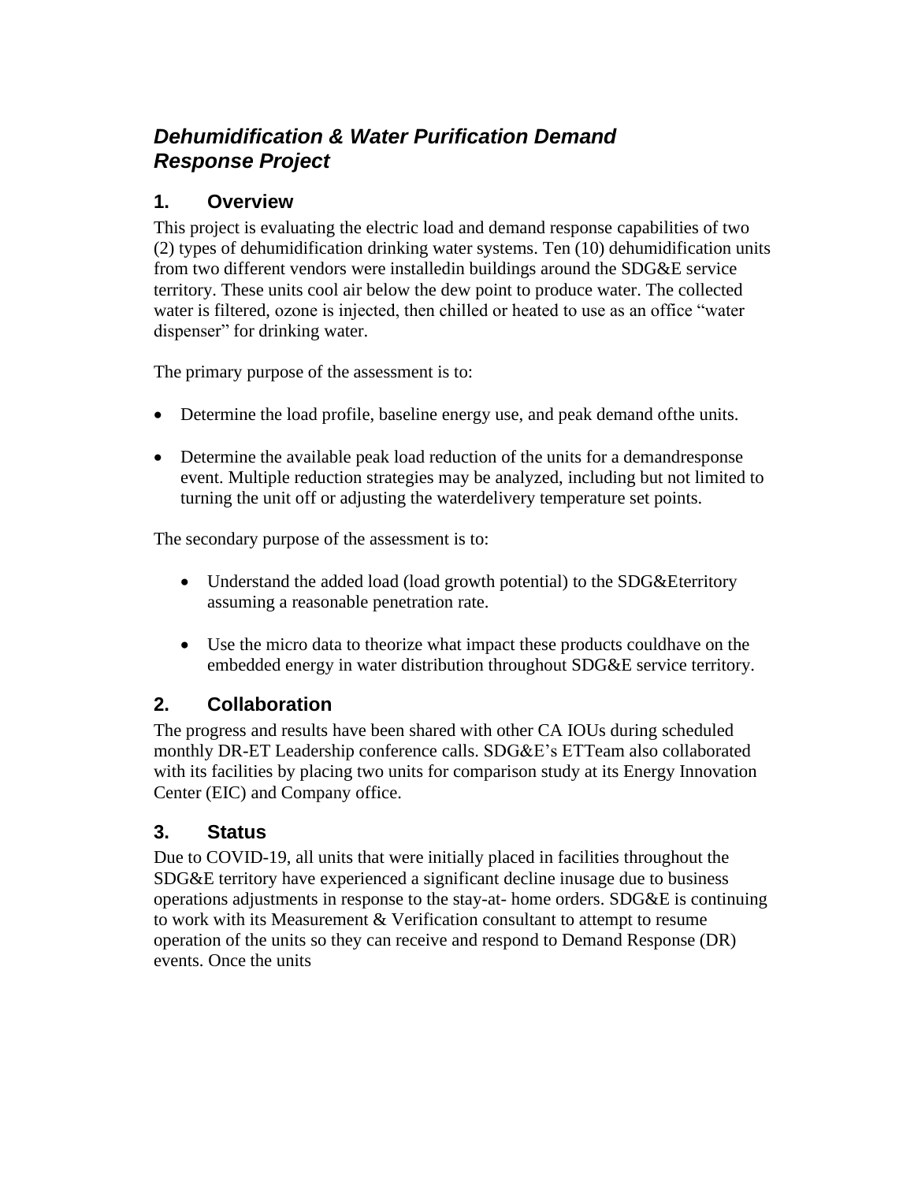# *Dehumidification & Water Purification Demand Response Project*

## 1. Overview

This project is evaluating the electric load and demand response capabilities of two (2) types of dehumidification drinking water systems. Ten (10) dehumidification units from two different vendors were installedin buildings around the SDG&E service territory. These units cool air below the dew point to produce water. The collected water is filtered, ozone is injected, then chilled or heated to use as an office "water dispenser" for drinking water.

The primary purpose of the assessment is to:

- Determine the load profile, baseline energy use, and peak demand ofthe units.
- Determine the available peak load reduction of the units for a demandresponse event. Multiple reduction strategies may be analyzed, including but not limited to turning the unit off or adjusting the waterdelivery temperature set points.

The secondary purpose of the assessment is to:

- Understand the added load (load growth potential) to the SDG&Eterritory assuming a reasonable penetration rate.
- Use the micro data to theorize what impact these products couldhave on the embedded energy in water distribution throughout SDG&E service territory.

## 2. Collaboration

The progress and results have been shared with other CA IOUs during scheduled monthly DR-ET Leadership conference calls. SDG&E's ETTeam also collaborated with its facilities by placing two units for comparison study at its Energy Innovation Center (EIC) and Company office.

## 3. Status

Due to COVID-19, all units that were initially placed in facilities throughout the SDG&E territory have experienced a significant decline inusage due to business operations adjustments in response to the stay-at- home orders. SDG&E is continuing to work with its Measurement & Verification consultant to attempt to resume operation of the units so they can receive and respond to Demand Response (DR) events. Once the units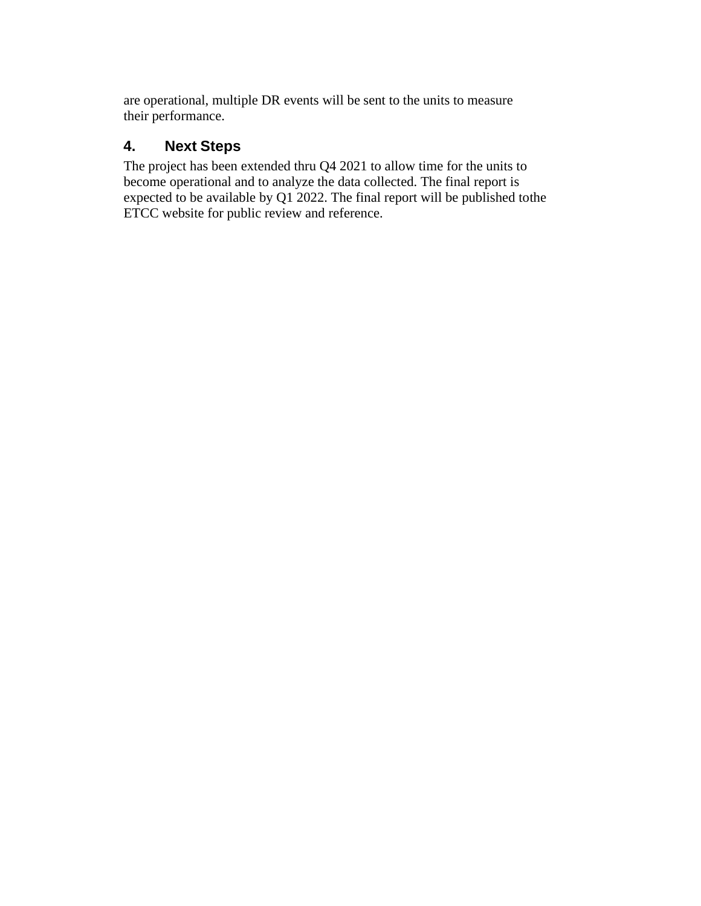are operational, multiple DR events will be sent to the units to measure their performance.

## 4. Next Steps

The project has been extended thru Q4 2021 to allow time for the units to become operational and to analyze the data collected. The final report is expected to be available by Q1 2022. The final report will be published tothe ETCC website for public review and reference.